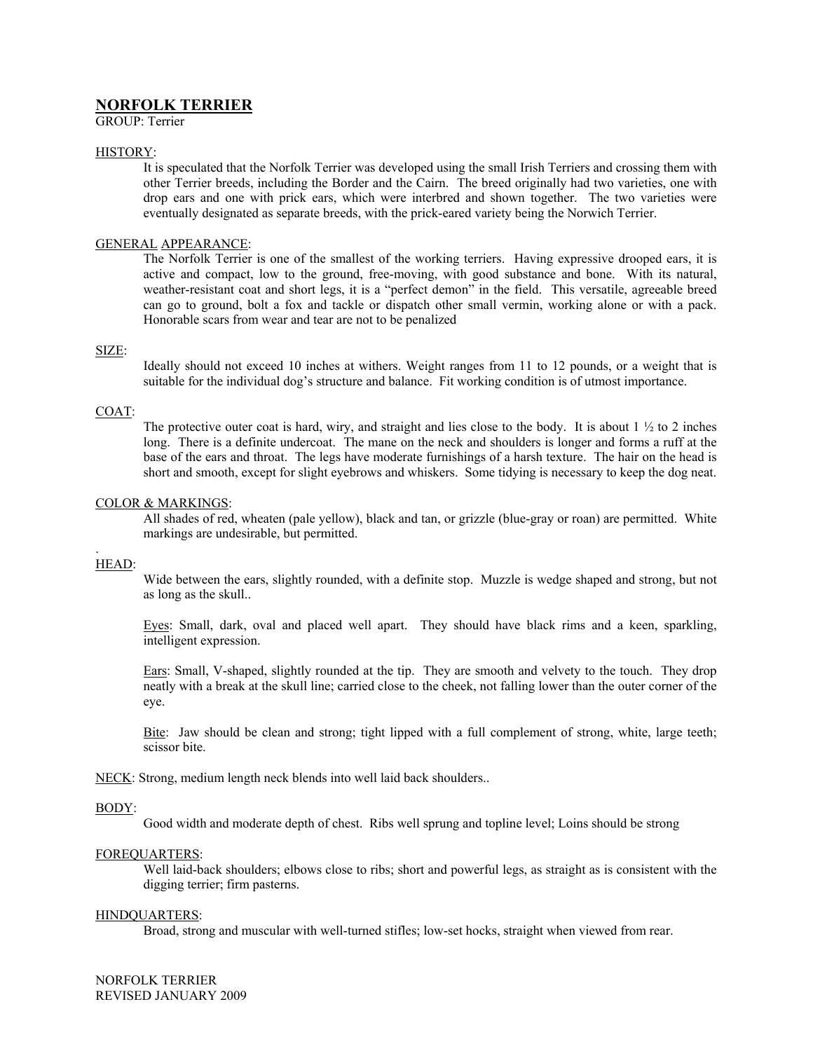# NORFOLK TERRIER

GROUP: Terrier

## HISTORY:

It is speculated that the Norfolk Terrier was developed using the small Irish Terriers and crossing them with other Terrier breeds, including the Border and the Cairn. The breed originally had two varieties, one with drop ears and one with prick ears, which were interbred and shown together. The two varieties were eventually designated as separate breeds, with the prick-eared variety being the Norwich Terrier.

## GENERAL APPEARANCE:

The Norfolk Terrier is one of the smallest of the working terriers. Having expressive drooped ears, it is active and compact, low to the ground, free-moving, with good substance and bone. With its natural, weather-resistant coat and short legs, it is a "perfect demon" in the field. This versatile, agreeable breed can go to ground, bolt a fox and tackle or dispatch other small vermin, working alone or with a pack. Honorable scars from wear and tear are not to be penalized

## SIZE:

Ideally should not exceed 10 inches at withers. Weight ranges from 11 to 12 pounds, or a weight that is suitable for the individual dog's structure and balance. Fit working condition is of utmost importance.

## COAT:

The protective outer coat is hard, wiry, and straight and lies close to the body. It is about 1 ½ to 2 inches long. There is a definite undercoat. The mane on the neck and shoulders is longer and forms a ruff at the base of the ears and throat. The legs have moderate furnishings of a harsh texture. The hair on the head is short and smooth, except for slight eyebrows and whiskers. Some tidying is necessary to keep the dog neat.

## COLOR & MARKINGS:

All shades of red, wheaten (pale yellow), black and tan, or grizzle (blue-gray or roan) are permitted. White markings are undesirable, but permitted.

.

## HEAD:

Wide between the ears, slightly rounded, with a definite stop. Muzzle is wedge shaped and strong, but not as long as the skull..

Eyes: Small, dark, oval and placed well apart. They should have black rims and a keen, sparkling, intelligent expression.

Ears: Small, V-shaped, slightly rounded at the tip. They are smooth and velvety to the touch. They drop neatly with a break at the skull line; carried close to the cheek, not falling lower than the outer corner of the eye.

Bite: Jaw should be clean and strong; tight lipped with a full complement of strong, white, large teeth; scissor bite.

NECK: Strong, medium length neck blends into well laid back shoulders..

## BODY:

Good width and moderate depth of chest. Ribs well sprung and topline level; Loins should be strong

## FOREQUARTERS:

Well laid-back shoulders; elbows close to ribs; short and powerful legs, as straight as is consistent with the digging terrier; firm pasterns.

## HINDQUARTERS:

Broad, strong and muscular with well-turned stifles; low-set hocks, straight when viewed from rear.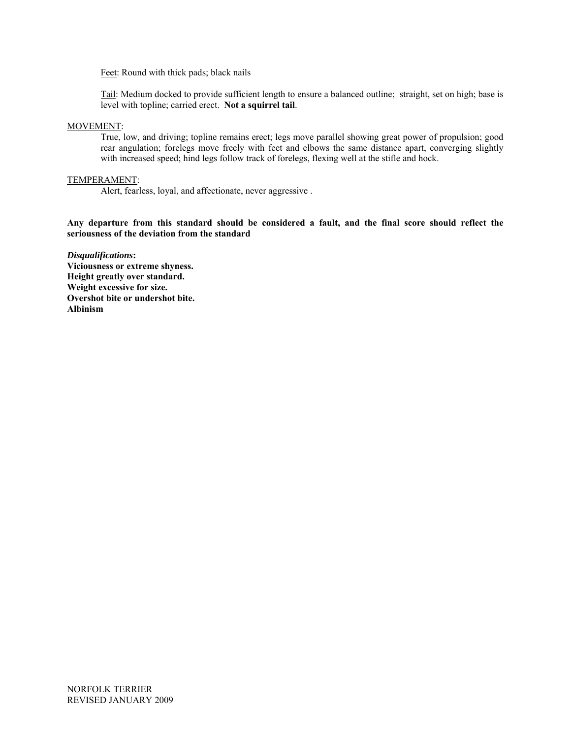Feet: Round with thick pads; black nails

Tail: Medium docked to provide sufficient length to ensure a balanced outline; straight, set on high; base is level with topline; carried erect. **Not a squirrel tail**.

MOVEMENT:

True, low, and driving; topline remains erect; legs move parallel showing great power of propulsion; good rear angulation; forelegs move freely with feet and elbows the same distance apart, converging slightly with increased speed; hind legs follow track of forelegs, flexing well at the stifle and hock.

TEMPERAMENT:

Alert, fearless, loyal, and affectionate, never aggressive .

**Any departure from this standard should be considered a fault, and the final score should reflect the seriousness of the deviation from the standard**

***Disqualifications*:**
**Viciousness or extreme shyness.**
**Height greatly over standard.**
**Weight excessive for size.**
**Overshot bite or undershot bite.**
**Albinism**

NORFOLK TERRIER
REVISED JANUARY 2009